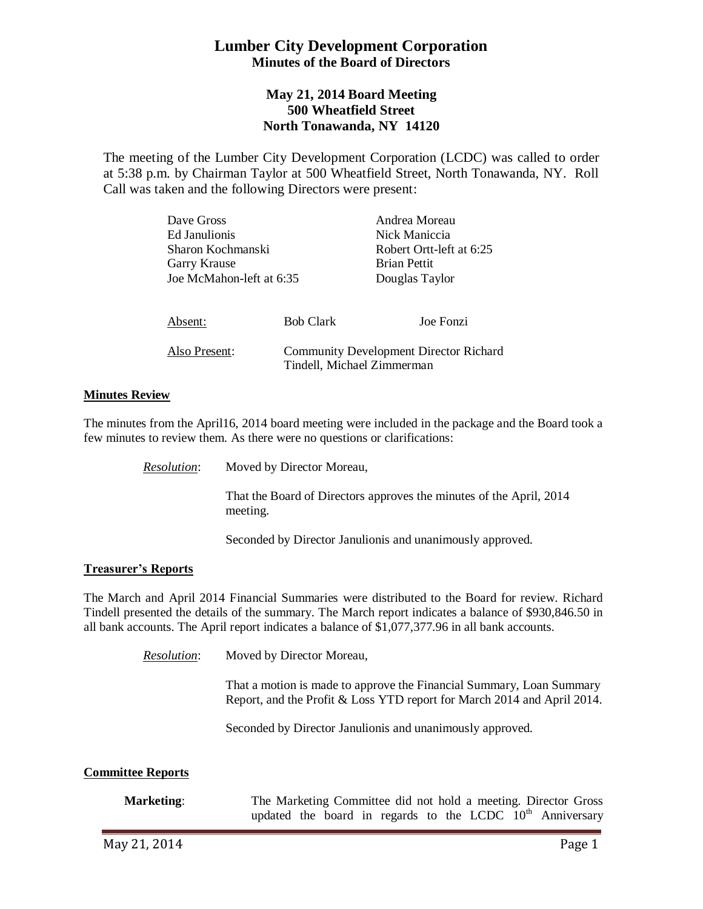# Lumber City Development Corporation
## Minutes of the Board of Directors

### May 21, 2014 Board Meeting
### 500 Wheatfield Street
### North Tonawanda, NY 14120

The meeting of the Lumber City Development Corporation (LCDC) was called to order at 5:38 p.m. by Chairman Taylor at 500 Wheatfield Street, North Tonawanda, NY. Roll Call was taken and the following Directors were present:

| | |
|---|---|
| Dave Gross | Andrea Moreau |
| Ed Janulionis | Nick Maniccia |
| Sharon Kochmanski | Robert Ortt-left at 6:25 |
| Garry Krause | Brian Pettit |
| Joe McMahon-left at 6:35 | Douglas Taylor |

<u>Absent:</u> Bob Clark, Joe Fonzi

<u>Also Present</u>: Community Development Director Richard Tindell, Michael Zimmerman

**<u>Minutes Review</u>**

The minutes from the April16, 2014 board meeting were included in the package and the Board took a few minutes to review them. As there were no questions or clarifications:

*<u>Resolution</u>*: Moved by Director Moreau,

That the Board of Directors approves the minutes of the April, 2014 meeting.

Seconded by Director Janulionis and unanimously approved.

**<u>Treasurer's Reports</u>**

The March and April 2014 Financial Summaries were distributed to the Board for review. Richard Tindell presented the details of the summary. The March report indicates a balance of $930,846.50 in all bank accounts. The April report indicates a balance of $1,077,377.96 in all bank accounts.

*<u>Resolution</u>*: Moved by Director Moreau,

That a motion is made to approve the Financial Summary, Loan Summary Report, and the Profit & Loss YTD report for March 2014 and April 2014.

Seconded by Director Janulionis and unanimously approved.

**<u>Committee Reports</u>**

**Marketing**: The Marketing Committee did not hold a meeting. Director Gross updated the board in regards to the LCDC 10th Anniversary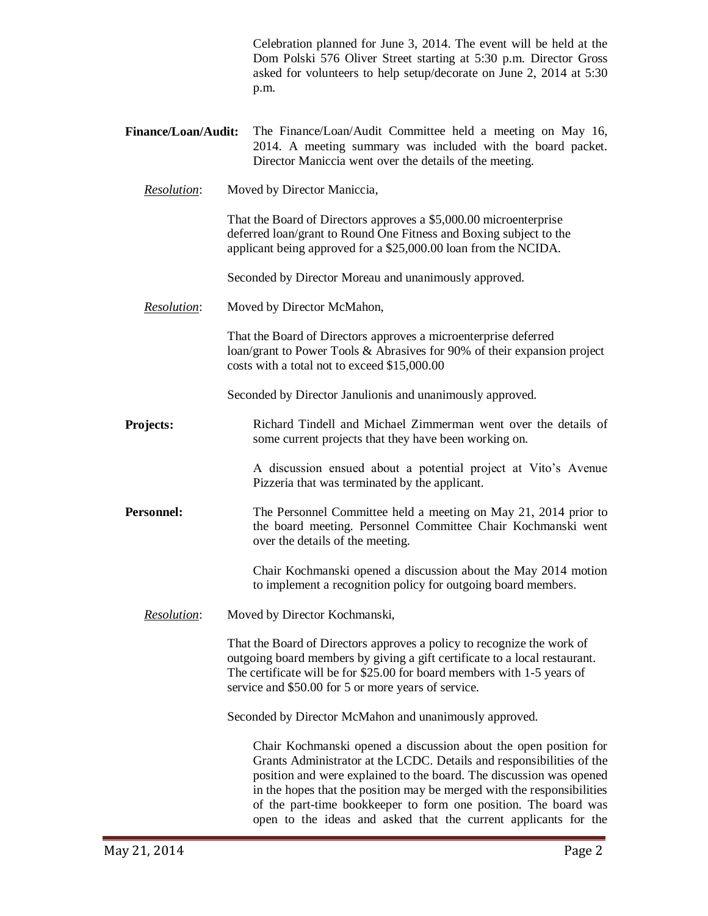Celebration planned for June 3, 2014. The event will be held at the Dom Polski 576 Oliver Street starting at 5:30 p.m. Director Gross asked for volunteers to help setup/decorate on June 2, 2014 at 5:30 p.m.

**Finance/Loan/Audit:** The Finance/Loan/Audit Committee held a meeting on May 16, 2014. A meeting summary was included with the board packet. Director Maniccia went over the details of the meeting.

*Resolution*: Moved by Director Maniccia,

That the Board of Directors approves a $5,000.00 microenterprise deferred loan/grant to Round One Fitness and Boxing subject to the applicant being approved for a $25,000.00 loan from the NCIDA.

Seconded by Director Moreau and unanimously approved.

*Resolution*: Moved by Director McMahon,

That the Board of Directors approves a microenterprise deferred loan/grant to Power Tools & Abrasives for 90% of their expansion project costs with a total not to exceed $15,000.00

Seconded by Director Janulionis and unanimously approved.

**Projects:** Richard Tindell and Michael Zimmerman went over the details of some current projects that they have been working on.

A discussion ensued about a potential project at Vito's Avenue Pizzeria that was terminated by the applicant.

**Personnel:** The Personnel Committee held a meeting on May 21, 2014 prior to the board meeting. Personnel Committee Chair Kochmanski went over the details of the meeting.

Chair Kochmanski opened a discussion about the May 2014 motion to implement a recognition policy for outgoing board members.

*Resolution*: Moved by Director Kochmanski,

That the Board of Directors approves a policy to recognize the work of outgoing board members by giving a gift certificate to a local restaurant. The certificate will be for $25.00 for board members with 1-5 years of service and $50.00 for 5 or more years of service.

Seconded by Director McMahon and unanimously approved.

Chair Kochmanski opened a discussion about the open position for Grants Administrator at the LCDC. Details and responsibilities of the position and were explained to the board. The discussion was opened in the hopes that the position may be merged with the responsibilities of the part-time bookkeeper to form one position. The board was open to the ideas and asked that the current applicants for the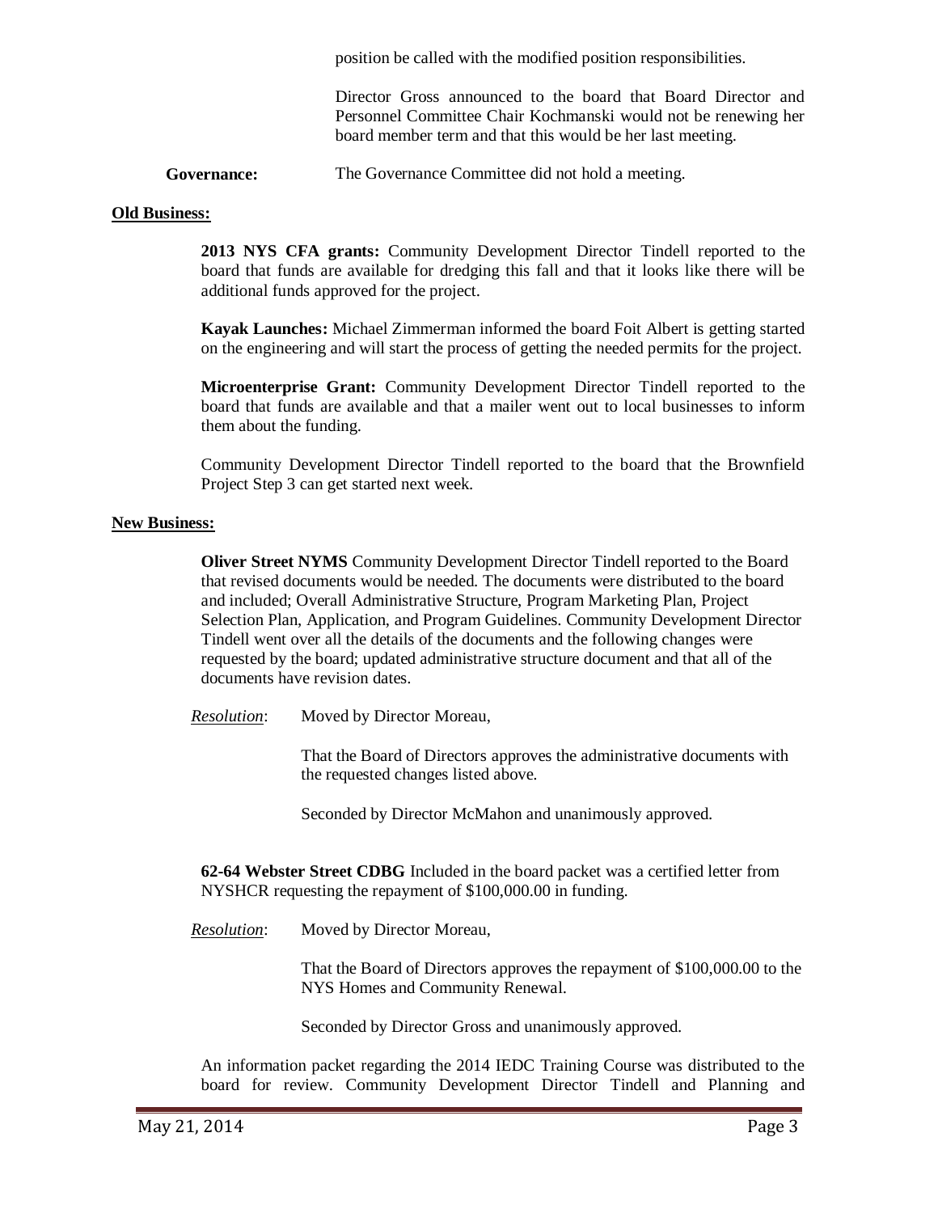position be called with the modified position responsibilities.

Director Gross announced to the board that Board Director and Personnel Committee Chair Kochmanski would not be renewing her board member term and that this would be her last meeting.

**Governance:** The Governance Committee did not hold a meeting.

**Old Business:**

**2013 NYS CFA grants:** Community Development Director Tindell reported to the board that funds are available for dredging this fall and that it looks like there will be additional funds approved for the project.

**Kayak Launches:** Michael Zimmerman informed the board Foit Albert is getting started on the engineering and will start the process of getting the needed permits for the project.

**Microenterprise Grant:** Community Development Director Tindell reported to the board that funds are available and that a mailer went out to local businesses to inform them about the funding.

Community Development Director Tindell reported to the board that the Brownfield Project Step 3 can get started next week.

**New Business:**

**Oliver Street NYMS** Community Development Director Tindell reported to the Board that revised documents would be needed. The documents were distributed to the board and included; Overall Administrative Structure, Program Marketing Plan, Project Selection Plan, Application, and Program Guidelines. Community Development Director Tindell went over all the details of the documents and the following changes were requested by the board; updated administrative structure document and that all of the documents have revision dates.

*Resolution*: Moved by Director Moreau,

That the Board of Directors approves the administrative documents with the requested changes listed above.

Seconded by Director McMahon and unanimously approved.

**62-64 Webster Street CDBG** Included in the board packet was a certified letter from NYSHCR requesting the repayment of $100,000.00 in funding.

*Resolution*: Moved by Director Moreau,

That the Board of Directors approves the repayment of $100,000.00 to the NYS Homes and Community Renewal.

Seconded by Director Gross and unanimously approved.

An information packet regarding the 2014 IEDC Training Course was distributed to the board for review. Community Development Director Tindell and Planning and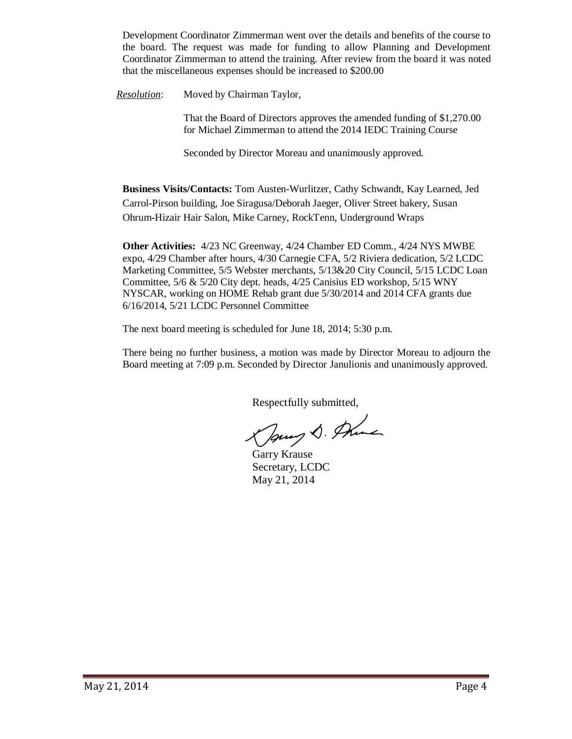Development Coordinator Zimmerman went over the details and benefits of the course to the board. The request was made for funding to allow Planning and Development Coordinator Zimmerman to attend the training. After review from the board it was noted that the miscellaneous expenses should be increased to $200.00

*Resolution*: Moved by Chairman Taylor,

That the Board of Directors approves the amended funding of $1,270.00 for Michael Zimmerman to attend the 2014 IEDC Training Course

Seconded by Director Moreau and unanimously approved.

**Business Visits/Contacts:** Tom Austen-Wurlitzer, Cathy Schwandt, Kay Learned, Jed Carrol-Pirson building, Joe Siragusa/Deborah Jaeger, Oliver Street bakery, Susan Ohrum-Hizair Hair Salon, Mike Carney, RockTenn, Underground Wraps

**Other Activities:** 4/23 NC Greenway, 4/24 Chamber ED Comm., 4/24 NYS MWBE expo, 4/29 Chamber after hours, 4/30 Carnegie CFA, 5/2 Riviera dedication, 5/2 LCDC Marketing Committee, 5/5 Webster merchants, 5/13&20 City Council, 5/15 LCDC Loan Committee, 5/6 & 5/20 City dept. heads, 4/25 Canisius ED workshop, 5/15 WNY NYSCAR, working on HOME Rehab grant due 5/30/2014 and 2014 CFA grants due 6/16/2014, 5/21 LCDC Personnel Committee

The next board meeting is scheduled for June 18, 2014; 5:30 p.m.

There being no further business, a motion was made by Director Moreau to adjourn the Board meeting at 7:09 p.m. Seconded by Director Janulionis and unanimously approved.

Respectfully submitted,

Garry Krause
Secretary, LCDC
May 21, 2014